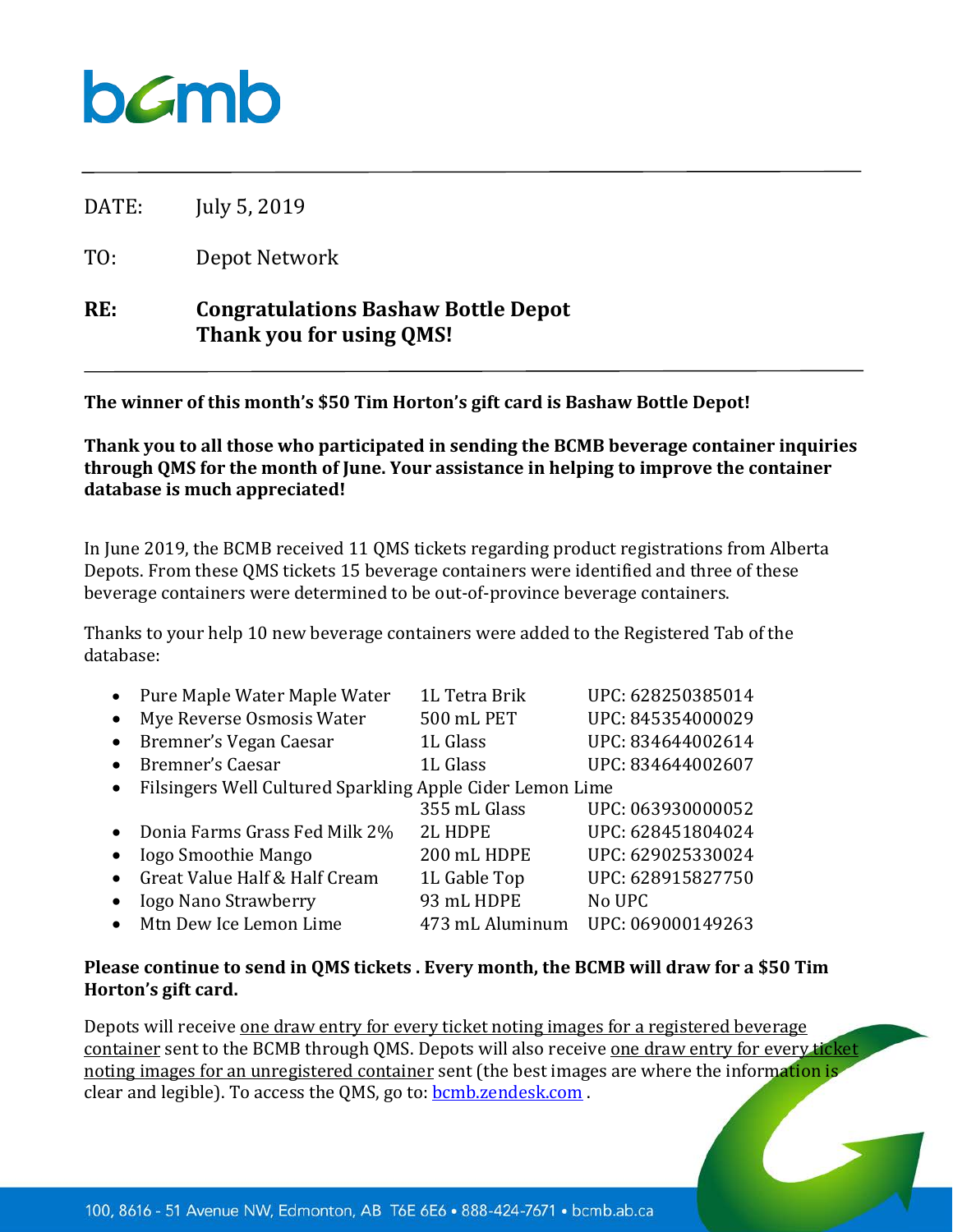bcmb

DATE: July 5, 2019

TO: Depot Network

**RE: Congratulations Bashaw Bottle Depot**
**Thank you for using QMS!**

**The winner of this month's $50 Tim Horton's gift card is Bashaw Bottle Depot!**

**Thank you to all those who participated in sending the BCMB beverage container inquiries through QMS for the month of June. Your assistance in helping to improve the container database is much appreciated!**

In June 2019, the BCMB received 11 QMS tickets regarding product registrations from Alberta Depots. From these QMS tickets 15 beverage containers were identified and three of these beverage containers were determined to be out-of-province beverage containers.

Thanks to your help 10 new beverage containers were added to the Registered Tab of the database:

- Pure Maple Water Maple Water — 1L Tetra Brik — UPC: 628250385014
- Mye Reverse Osmosis Water — 500 mL PET — UPC: 845354000029
- Bremner's Vegan Caesar — 1L Glass — UPC: 834644002614
- Bremner's Caesar — 1L Glass — UPC: 834644002607
- Filsingers Well Cultured Sparkling Apple Cider Lemon Lime — 355 mL Glass — UPC: 063930000052
- Donia Farms Grass Fed Milk 2% — 2L HDPE — UPC: 628451804024
- Iogo Smoothie Mango — 200 mL HDPE — UPC: 629025330024
- Great Value Half & Half Cream — 1L Gable Top — UPC: 628915827750
- Iogo Nano Strawberry — 93 mL HDPE — No UPC
- Mtn Dew Ice Lemon Lime — 473 mL Aluminum — UPC: 069000149263

**Please continue to send in QMS tickets . Every month, the BCMB will draw for a $50 Tim Horton's gift card.**

Depots will receive one draw entry for every ticket noting images for a registered beverage container sent to the BCMB through QMS. Depots will also receive one draw entry for every ticket noting images for an unregistered container sent (the best images are where the information is clear and legible). To access the QMS, go to: bcmb.zendesk.com .

100, 8616 - 51 Avenue NW, Edmonton, AB T6E 6E6 • 888-424-7671 • bcmb.ab.ca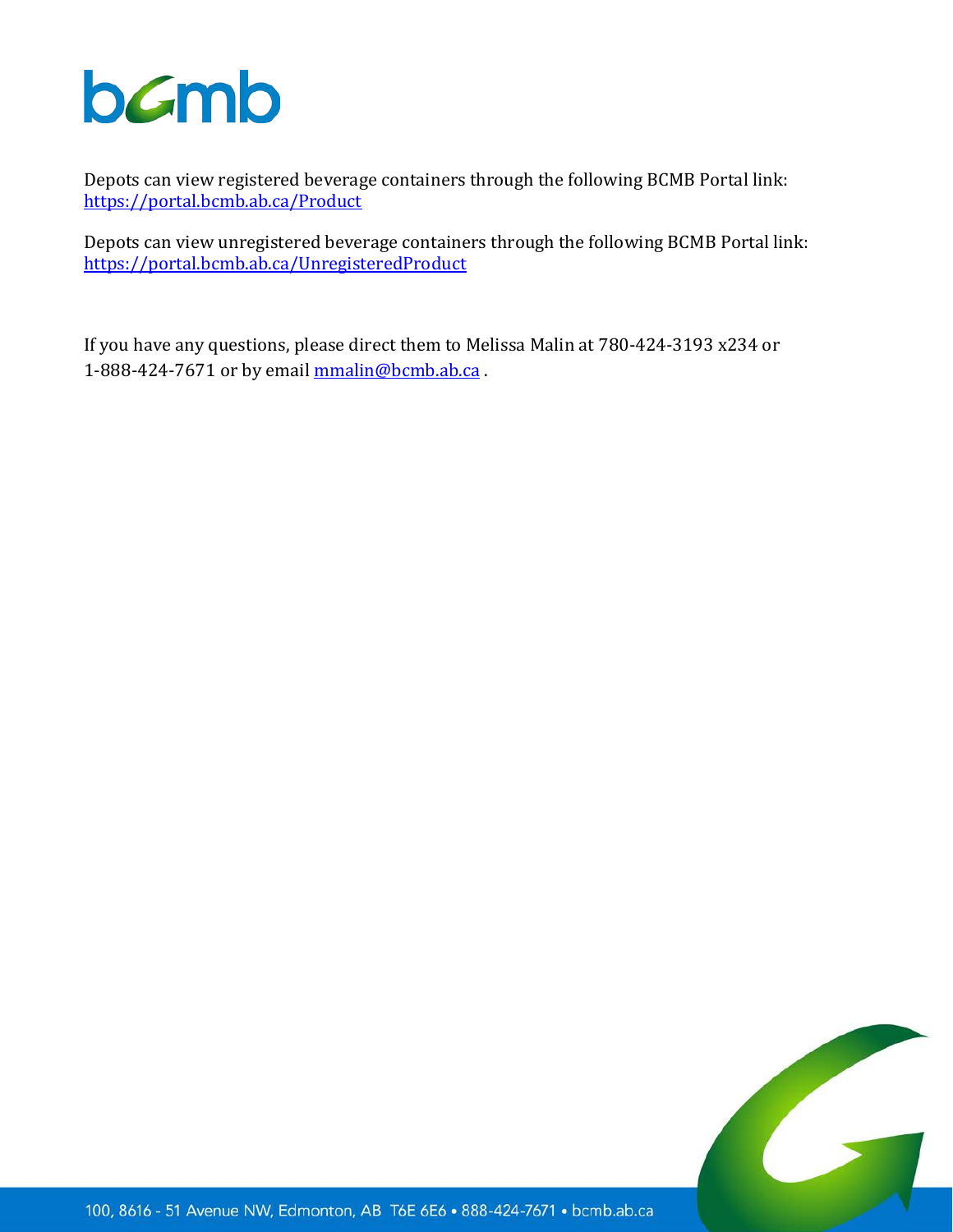Depots can view registered beverage containers through the following BCMB Portal link: https://portal.bcmb.ab.ca/Product

Depots can view unregistered beverage containers through the following BCMB Portal link: https://portal.bcmb.ab.ca/UnregisteredProduct

If you have any questions, please direct them to Melissa Malin at 780-424-3193 x234 or 1-888-424-7671 or by email mmalin@bcmb.ab.ca .